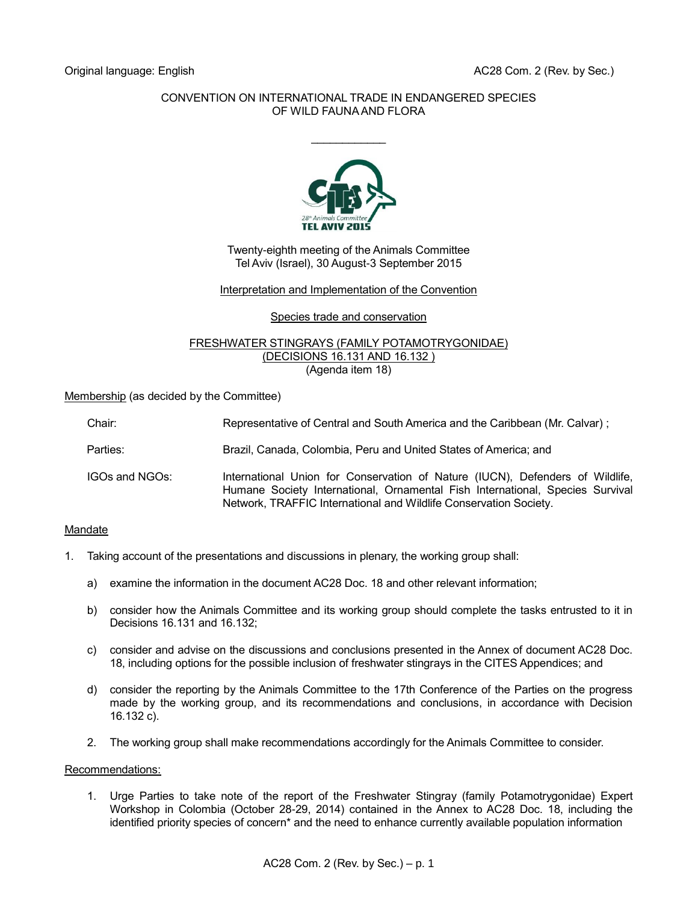Original language: English

AC28 Com. 2 (Rev. by Sec.)

CONVENTION ON INTERNATIONAL TRADE IN ENDANGERED SPECIES OF WILD FAUNA AND FLORA

---

Twenty-eighth meeting of the Animals Committee
Tel Aviv (Israel), 30 August-3 September 2015

Interpretation and Implementation of the Convention

Species trade and conservation

FRESHWATER STINGRAYS (FAMILY POTAMOTRYGONIDAE)
(DECISIONS 16.131 AND 16.132 )
(Agenda item 18)

Membership (as decided by the Committee)

| | |
|---|---|
| Chair: | Representative of Central and South America and the Caribbean (Mr. Calvar) ; |
| Parties: | Brazil, Canada, Colombia, Peru and United States of America; and |
| IGOs and NGOs: | International Union for Conservation of Nature (IUCN), Defenders of Wildlife, Humane Society International, Ornamental Fish International, Species Survival Network, TRAFFIC International and Wildlife Conservation Society. |

Mandate

1. Taking account of the presentations and discussions in plenary, the working group shall:

   a) examine the information in the document AC28 Doc. 18 and other relevant information;

   b) consider how the Animals Committee and its working group should complete the tasks entrusted to it in Decisions 16.131 and 16.132;

   c) consider and advise on the discussions and conclusions presented in the Annex of document AC28 Doc. 18, including options for the possible inclusion of freshwater stingrays in the CITES Appendices; and

   d) consider the reporting by the Animals Committee to the 17th Conference of the Parties on the progress made by the working group, and its recommendations and conclusions, in accordance with Decision 16.132 c).

   2. The working group shall make recommendations accordingly for the Animals Committee to consider.

Recommendations:

1. Urge Parties to take note of the report of the Freshwater Stingray (family Potamotrygonidae) Expert Workshop in Colombia (October 28-29, 2014) contained in the Annex to AC28 Doc. 18, including the identified priority species of concern* and the need to enhance currently available population information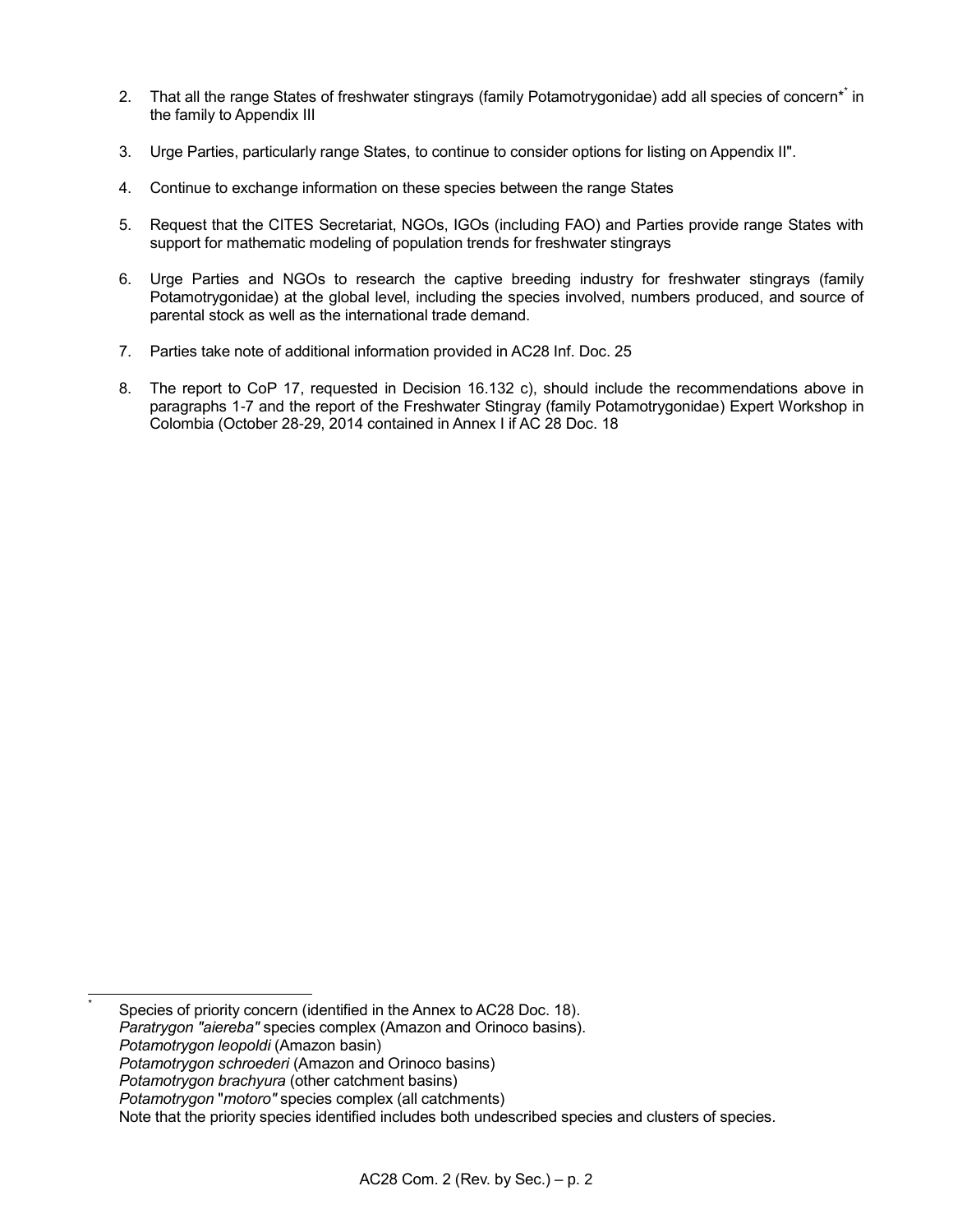2. That all the range States of freshwater stingrays (family Potamotrygonidae) add all species of concern* in the family to Appendix III

3. Urge Parties, particularly range States, to continue to consider options for listing on Appendix II".

4. Continue to exchange information on these species between the range States

5. Request that the CITES Secretariat, NGOs, IGOs (including FAO) and Parties provide range States with support for mathematic modeling of population trends for freshwater stingrays

6. Urge Parties and NGOs to research the captive breeding industry for freshwater stingrays (family Potamotrygonidae) at the global level, including the species involved, numbers produced, and source of parental stock as well as the international trade demand.

7. Parties take note of additional information provided in AC28 Inf. Doc. 25

8. The report to CoP 17, requested in Decision 16.132 c), should include the recommendations above in paragraphs 1-7 and the report of the Freshwater Stingray (family Potamotrygonidae) Expert Workshop in Colombia (October 28-29, 2014 contained in Annex I if AC 28 Doc. 18

---

* Species of priority concern (identified in the Annex to AC28 Doc. 18).
*Paratrygon "aiereba"* species complex (Amazon and Orinoco basins).
*Potamotrygon leopoldi* (Amazon basin)
*Potamotrygon schroederi* (Amazon and Orinoco basins)
*Potamotrygon brachyura* (other catchment basins)
*Potamotrygon* "*motoro"* species complex (all catchments)
Note that the priority species identified includes both undescribed species and clusters of species.